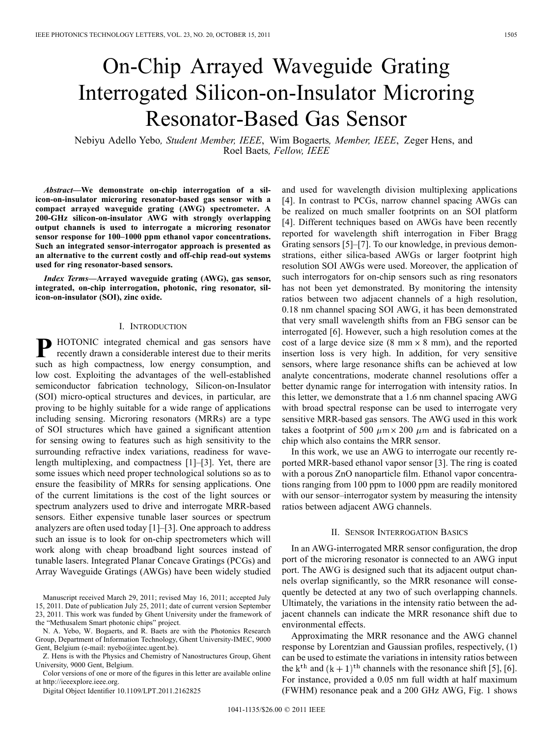# On-Chip Arrayed Waveguide Grating Interrogated Silicon-on-Insulator Microring Resonator-Based Gas Sensor

Nebiyu Adello Yebo, *Student Member, IEEE*, Wim Bogaerts, *Member, IEEE*, Zeger Hens, and Roel Baets, *Fellow, IEEE*

***Abstract*—We demonstrate on-chip interrogation of a silicon-on-insulator microring resonator-based gas sensor with a compact arrayed waveguide grating (AWG) spectrometer. A 200-GHz silicon-on-insulator AWG with strongly overlapping output channels is used to interrogate a microring resonator sensor response for 100–1000 ppm ethanol vapor concentrations. Such an integrated sensor-interrogator approach is presented as an alternative to the current costly and off-chip read-out systems used for ring resonator-based sensors.**

***Index Terms*—Arrayed waveguide grating (AWG), gas sensor, integrated, on-chip interrogation, photonic, ring resonator, silicon-on-insulator (SOI), zinc oxide.**

## I. Introduction

PHOTONIC integrated chemical and gas sensors have recently drawn a considerable interest due to their merits such as high compactness, low energy consumption, and low cost. Exploiting the advantages of the well-established semiconductor fabrication technology, Silicon-on-Insulator (SOI) micro-optical structures and devices, in particular, are proving to be highly suitable for a wide range of applications including sensing. Microring resonators (MRRs) are a type of SOI structures which have gained a significant attention for sensing owing to features such as high sensitivity to the surrounding refractive index variations, readiness for wavelength multiplexing, and compactness [1]–[3]. Yet, there are some issues which need proper technological solutions so as to ensure the feasibility of MRRs for sensing applications. One of the current limitations is the cost of the light sources or spectrum analyzers used to drive and interrogate MRR-based sensors. Either expensive tunable laser sources or spectrum analyzers are often used today [1]–[3]. One approach to address such an issue is to look for on-chip spectrometers which will work along with cheap broadband light sources instead of tunable lasers. Integrated Planar Concave Gratings (PCGs) and Array Waveguide Gratings (AWGs) have been widely studied and used for wavelength division multiplexing applications [4]. In contrast to PCGs, narrow channel spacing AWGs can be realized on much smaller footprints on an SOI platform [4]. Different techniques based on AWGs have been recently reported for wavelength shift interrogation in Fiber Bragg Grating sensors [5]–[7]. To our knowledge, in previous demonstrations, either silica-based AWGs or larger footprint high resolution SOI AWGs were used. Moreover, the application of such interrogators for on-chip sensors such as ring resonators has not been yet demonstrated. By monitoring the intensity ratios between two adjacent channels of a high resolution, 0.18 nm channel spacing SOI AWG, it has been demonstrated that very small wavelength shifts from an FBG sensor can be interrogated [6]. However, such a high resolution comes at the cost of a large device size (8 mm × 8 mm), and the reported insertion loss is very high. In addition, for very sensitive sensors, where large resonance shifts can be achieved at low analyte concentrations, moderate channel resolutions offer a better dynamic range for interrogation with intensity ratios. In this letter, we demonstrate that a 1.6 nm channel spacing AWG with broad spectral response can be used to interrogate very sensitive MRR-based gas sensors. The AWG used in this work takes a footprint of 500 $\mu$m × 200 $\mu$m and is fabricated on a chip which also contains the MRR sensor.

In this work, we use an AWG to interrogate our recently reported MRR-based ethanol vapor sensor [3]. The ring is coated with a porous ZnO nanoparticle film. Ethanol vapor concentrations ranging from 100 ppm to 1000 ppm are readily monitored with our sensor–interrogator system by measuring the intensity ratios between adjacent AWG channels.

Manuscript received March 29, 2011; revised May 16, 2011; accepted July 15, 2011. Date of publication July 25, 2011; date of current version September 23, 2011. This work was funded by Ghent University under the framework of the "Methusalem Smart photonic chips" project.

N. A. Yebo, W. Bogaerts, and R. Baets are with the Photonics Research Group, Department of Information Technology, Ghent University-IMEC, 9000 Gent, Belgium (e-mail: nyebo@intec.ugent.be).

Z. Hens is with the Physics and Chemistry of Nanostructures Group, Ghent University, 9000 Gent, Belgium.

Color versions of one or more of the figures in this letter are available online at http://ieeexplore.ieee.org.

Digital Object Identifier 10.1109/LPT.2011.2162825

## II. Sensor Interrogation Basics

In an AWG-interrogated MRR sensor configuration, the drop port of the microring resonator is connected to an AWG input port. The AWG is designed such that its adjacent output channels overlap significantly, so the MRR resonance will consequently be detected at any two of such overlapping channels. Ultimately, the variations in the intensity ratio between the adjacent channels can indicate the MRR resonance shift due to environmental effects.

Approximating the MRR resonance and the AWG channel response by Lorentzian and Gaussian profiles, respectively, (1) can be used to estimate the variations in intensity ratios between the $k^{\text{th}}$ and $(k+1)^{\text{th}}$ channels with the resonance shift [5], [6]. For instance, provided a 0.05 nm full width at half maximum (FWHM) resonance peak and a 200 GHz AWG, Fig. 1 shows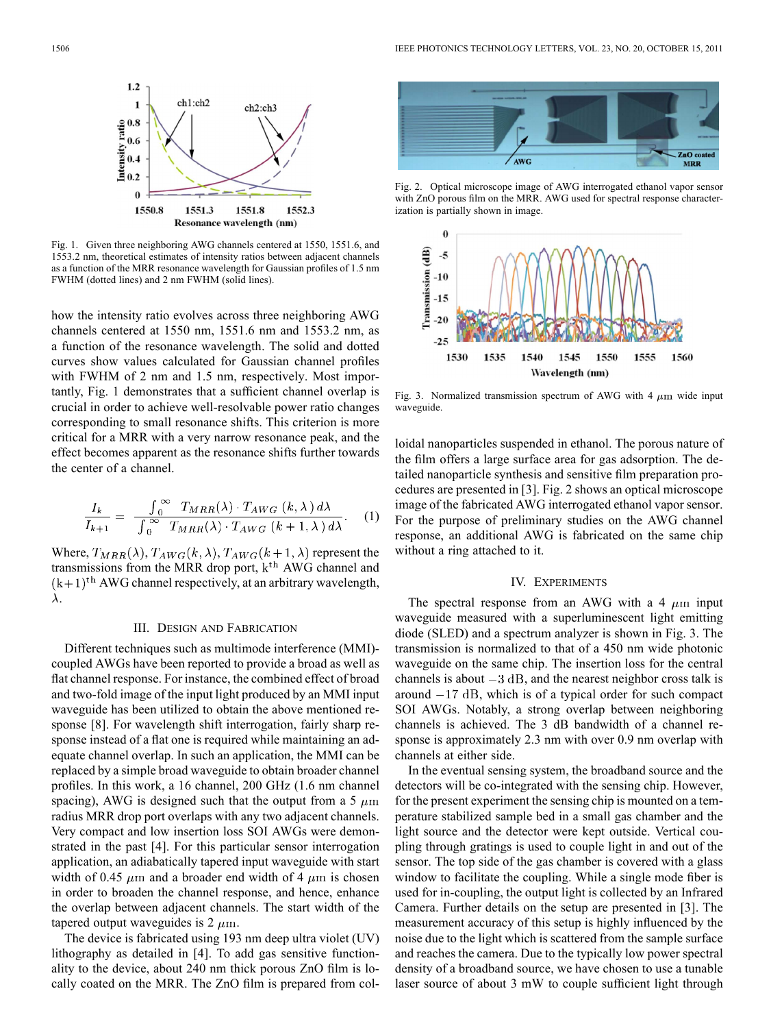Fig. 1. Given three neighboring AWG channels centered at 1550, 1551.6, and 1553.2 nm, theoretical estimates of intensity ratios between adjacent channels as a function of the MRR resonance wavelength for Gaussian profiles of 1.5 nm FWHM (dotted lines) and 2 nm FWHM (solid lines).

how the intensity ratio evolves across three neighboring AWG channels centered at 1550 nm, 1551.6 nm and 1553.2 nm, as a function of the resonance wavelength. The solid and dotted curves show values calculated for Gaussian channel profiles with FWHM of 2 nm and 1.5 nm, respectively. Most importantly, Fig. 1 demonstrates that a sufficient channel overlap is crucial in order to achieve well-resolvable power ratio changes corresponding to small resonance shifts. This criterion is more critical for a MRR with a very narrow resonance peak, and the effect becomes apparent as the resonance shifts further towards the center of a channel.

$$\frac{I_k}{I_{k+1}} = \frac{\int_0^\infty T_{MRR}(\lambda) \cdot T_{AWG}(k, \lambda)\, d\lambda}{\int_0^\infty T_{MRR}(\lambda) \cdot T_{AWG}(k+1, \lambda)\, d\lambda}. \quad (1)$$

Where, $T_{MRR}(\lambda)$, $T_{AWG}(k, \lambda)$, $T_{AWG}(k+1, \lambda)$ represent the transmissions from the MRR drop port, $k^{th}$ AWG channel and $(k+1)^{th}$ AWG channel respectively, at an arbitrary wavelength, $\lambda$.

## III. Design and Fabrication

Different techniques such as multimode interference (MMI)-coupled AWGs have been reported to provide a broad as well as flat channel response. For instance, the combined effect of broad and two-fold image of the input light produced by an MMI input waveguide has been utilized to obtain the above mentioned response [8]. For wavelength shift interrogation, fairly sharp response instead of a flat one is required while maintaining an adequate channel overlap. In such an application, the MMI can be replaced by a simple broad waveguide to obtain broader channel profiles. In this work, a 16 channel, 200 GHz (1.6 nm channel spacing), AWG is designed such that the output from a 5 $\mu$m radius MRR drop port overlaps with any two adjacent channels. Very compact and low insertion loss SOI AWGs were demonstrated in the past [4]. For this particular sensor interrogation application, an adiabatically tapered input waveguide with start width of 0.45 $\mu$m and a broader end width of 4 $\mu$m is chosen in order to broaden the channel response, and hence, enhance the overlap between adjacent channels. The start width of the tapered output waveguides is 2 $\mu$m.

The device is fabricated using 193 nm deep ultra violet (UV) lithography as detailed in [4]. To add gas sensitive functionality to the device, about 240 nm thick porous ZnO film is locally coated on the MRR. The ZnO film is prepared from colloidal nanoparticles suspended in ethanol. The porous nature of the film offers a large surface area for gas adsorption. The detailed nanoparticle synthesis and sensitive film preparation procedures are presented in [3]. Fig. 2 shows an optical microscope image of the fabricated AWG interrogated ethanol vapor sensor. For the purpose of preliminary studies on the AWG channel response, an additional AWG is fabricated on the same chip without a ring attached to it.

Fig. 2. Optical microscope image of AWG interrogated ethanol vapor sensor with ZnO porous film on the MRR. AWG used for spectral response characterization is partially shown in image.

Fig. 3. Normalized transmission spectrum of AWG with 4 $\mu$m wide input waveguide.

## IV. Experiments

The spectral response from an AWG with a 4 $\mu$m input waveguide measured with a superluminescent light emitting diode (SLED) and a spectrum analyzer is shown in Fig. 3. The transmission is normalized to that of a 450 nm wide photonic waveguide on the same chip. The insertion loss for the central channels is about $-3$ dB, and the nearest neighbor cross talk is around $-17$ dB, which is of a typical order for such compact SOI AWGs. Notably, a strong overlap between neighboring channels is achieved. The 3 dB bandwidth of a channel response is approximately 2.3 nm with over 0.9 nm overlap with channels at either side.

In the eventual sensing system, the broadband source and the detectors will be co-integrated with the sensing chip. However, for the present experiment the sensing chip is mounted on a temperature stabilized sample bed in a small gas chamber and the light source and the detector were kept outside. Vertical coupling through gratings is used to couple light in and out of the sensor. The top side of the gas chamber is covered with a glass window to facilitate the coupling. While a single mode fiber is used for in-coupling, the output light is collected by an Infrared Camera. Further details on the setup are presented in [3]. The measurement accuracy of this setup is highly influenced by the noise due to the light which is scattered from the sample surface and reaches the camera. Due to the typically low power spectral density of a broadband source, we have chosen to use a tunable laser source of about 3 mW to couple sufficient light through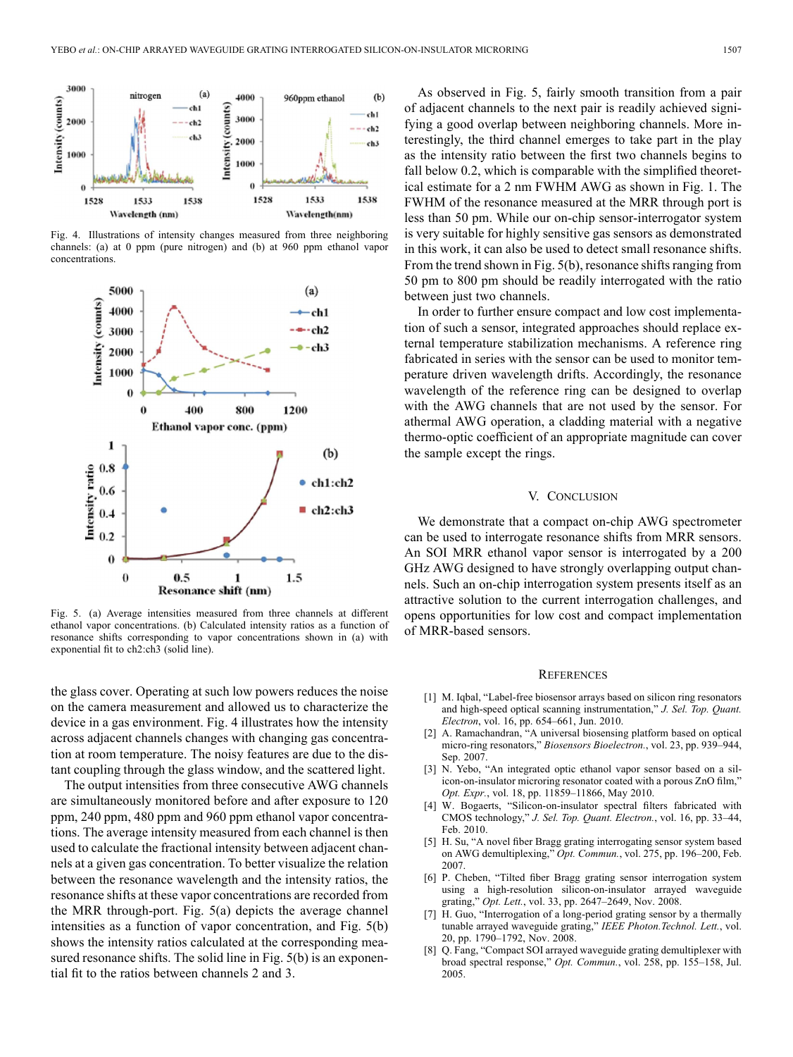nitrogen (a)

Intensity (counts)

3000 2000 1000 0

ch1 ch2 ch3

1528 1533 1538

Wavelength (nm)

960ppm ethanol (b)

Intensity (counts)

4000 3000 2000 1000 0

ch1 ch2 ch3

1528 1533 1538

Wavelength(nm)

Fig. 4. Illustrations of intensity changes measured from three neighboring channels: (a) at 0 ppm (pure nitrogen) and (b) at 960 ppm ethanol vapor concentrations.

(a)

Intensity (counts)

5000 4000 3000 2000 1000 0

ch1 ch2 ch3

0 400 800 1200

Ethanol vapor conc. (ppm)

(b)

Intensity ratio

1 0.8 0.6 0.4 0.2 0

ch1:ch2 ch2:ch3

0 0.5 1 1.5

Resonance shift (nm)

Fig. 5. (a) Average intensities measured from three channels at different ethanol vapor concentrations. (b) Calculated intensity ratios as a function of resonance shifts corresponding to vapor concentrations shown in (a) with exponential fit to ch2:ch3 (solid line).

the glass cover. Operating at such low powers reduces the noise on the camera measurement and allowed us to characterize the device in a gas environment. Fig. 4 illustrates how the intensity across adjacent channels changes with changing gas concentration at room temperature. The noisy features are due to the distant coupling through the glass window, and the scattered light.

The output intensities from three consecutive AWG channels are simultaneously monitored before and after exposure to 120 ppm, 240 ppm, 480 ppm and 960 ppm ethanol vapor concentrations. The average intensity measured from each channel is then used to calculate the fractional intensity between adjacent channels at a given gas concentration. To better visualize the relation between the resonance wavelength and the intensity ratios, the resonance shifts at these vapor concentrations are recorded from the MRR through-port. Fig. 5(a) depicts the average channel intensities as a function of vapor concentration, and Fig. 5(b) shows the intensity ratios calculated at the corresponding measured resonance shifts. The solid line in Fig. 5(b) is an exponential fit to the ratios between channels 2 and 3.

As observed in Fig. 5, fairly smooth transition from a pair of adjacent channels to the next pair is readily achieved signifying a good overlap between neighboring channels. More interestingly, the third channel emerges to take part in the play as the intensity ratio between the first two channels begins to fall below 0.2, which is comparable with the simplified theoretical estimate for a 2 nm FWHM AWG as shown in Fig. 1. The FWHM of the resonance measured at the MRR through port is less than 50 pm. While our on-chip sensor-interrogator system is very suitable for highly sensitive gas sensors as demonstrated in this work, it can also be used to detect small resonance shifts. From the trend shown in Fig. 5(b), resonance shifts ranging from 50 pm to 800 pm should be readily interrogated with the ratio between just two channels.

In order to further ensure compact and low cost implementation of such a sensor, integrated approaches should replace external temperature stabilization mechanisms. A reference ring fabricated in series with the sensor can be used to monitor temperature driven wavelength drifts. Accordingly, the resonance wavelength of the reference ring can be designed to overlap with the AWG channels that are not used by the sensor. For athermal AWG operation, a cladding material with a negative thermo-optic coefficient of an appropriate magnitude can cover the sample except the rings.

## V. Conclusion

We demonstrate that a compact on-chip AWG spectrometer can be used to interrogate resonance shifts from MRR sensors. An SOI MRR ethanol vapor sensor is interrogated by a 200 GHz AWG designed to have strongly overlapping output channels. Such an on-chip interrogation system presents itself as an attractive solution to the current interrogation challenges, and opens opportunities for low cost and compact implementation of MRR-based sensors.

## References

[1] M. Iqbal, "Label-free biosensor arrays based on silicon ring resonators and high-speed optical scanning instrumentation," *J. Sel. Top. Quant. Electron*, vol. 16, pp. 654–661, Jun. 2010.

[2] A. Ramachandran, "A universal biosensing platform based on optical micro-ring resonators," *Biosensors Bioelectron.*, vol. 23, pp. 939–944, Sep. 2007.

[3] N. Yebo, "An integrated optic ethanol vapor sensor based on a silicon-on-insulator microring resonator coated with a porous ZnO film," *Opt. Expr.*, vol. 18, pp. 11859–11866, May 2010.

[4] W. Bogaerts, "Silicon-on-insulator spectral filters fabricated with CMOS technology," *J. Sel. Top. Quant. Electron.*, vol. 16, pp. 33–44, Feb. 2010.

[5] H. Su, "A novel fiber Bragg grating interrogating sensor system based on AWG demultiplexing," *Opt. Commun.*, vol. 275, pp. 196–200, Feb. 2007.

[6] P. Cheben, "Tilted fiber Bragg grating sensor interrogation system using a high-resolution silicon-on-insulator arrayed waveguide grating," *Opt. Lett.*, vol. 33, pp. 2647–2649, Nov. 2008.

[7] H. Guo, "Interrogation of a long-period grating sensor by a thermally tunable arrayed waveguide grating," *IEEE Photon.Technol. Lett.*, vol. 20, pp. 1790–1792, Nov. 2008.

[8] Q. Fang, "Compact SOI arrayed waveguide grating demultiplexer with broad spectral response," *Opt. Commun.*, vol. 258, pp. 155–158, Jul. 2005.